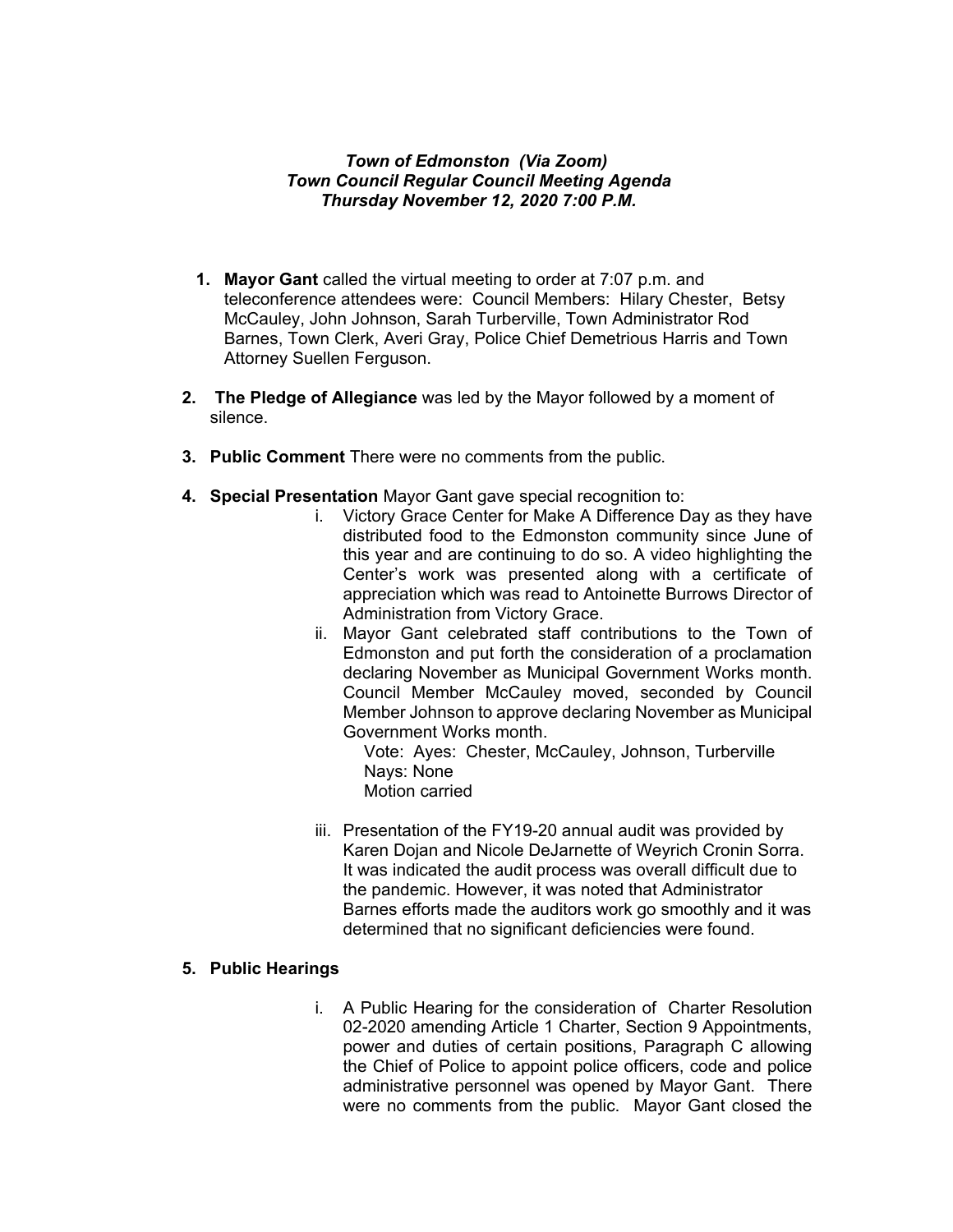***Town of Edmonston (Via Zoom)***
***Town Council Regular Council Meeting Agenda***
***Thursday November 12, 2020 7:00 P.M.***

1. **Mayor Gant** called the virtual meeting to order at 7:07 p.m. and teleconference attendees were: Council Members: Hilary Chester, Betsy McCauley, John Johnson, Sarah Turberville, Town Administrator Rod Barnes, Town Clerk, Averi Gray, Police Chief Demetrious Harris and Town Attorney Suellen Ferguson.

2. **The Pledge of Allegiance** was led by the Mayor followed by a moment of silence.

3. **Public Comment** There were no comments from the public.

4. **Special Presentation** Mayor Gant gave special recognition to:
   i. Victory Grace Center for Make A Difference Day as they have distributed food to the Edmonston community since June of this year and are continuing to do so. A video highlighting the Center's work was presented along with a certificate of appreciation which was read to Antoinette Burrows Director of Administration from Victory Grace.
   ii. Mayor Gant celebrated staff contributions to the Town of Edmonston and put forth the consideration of a proclamation declaring November as Municipal Government Works month. Council Member McCauley moved, seconded by Council Member Johnson to approve declaring November as Municipal Government Works month.
      Vote: Ayes: Chester, McCauley, Johnson, Turberville
      Nays: None
      Motion carried

   iii. Presentation of the FY19-20 annual audit was provided by Karen Dojan and Nicole DeJarnette of Weyrich Cronin Sorra. It was indicated the audit process was overall difficult due to the pandemic. However, it was noted that Administrator Barnes efforts made the auditors work go smoothly and it was determined that no significant deficiencies were found.

5. **Public Hearings**

   i. A Public Hearing for the consideration of Charter Resolution 02-2020 amending Article 1 Charter, Section 9 Appointments, power and duties of certain positions, Paragraph C allowing the Chief of Police to appoint police officers, code and police administrative personnel was opened by Mayor Gant. There were no comments from the public. Mayor Gant closed the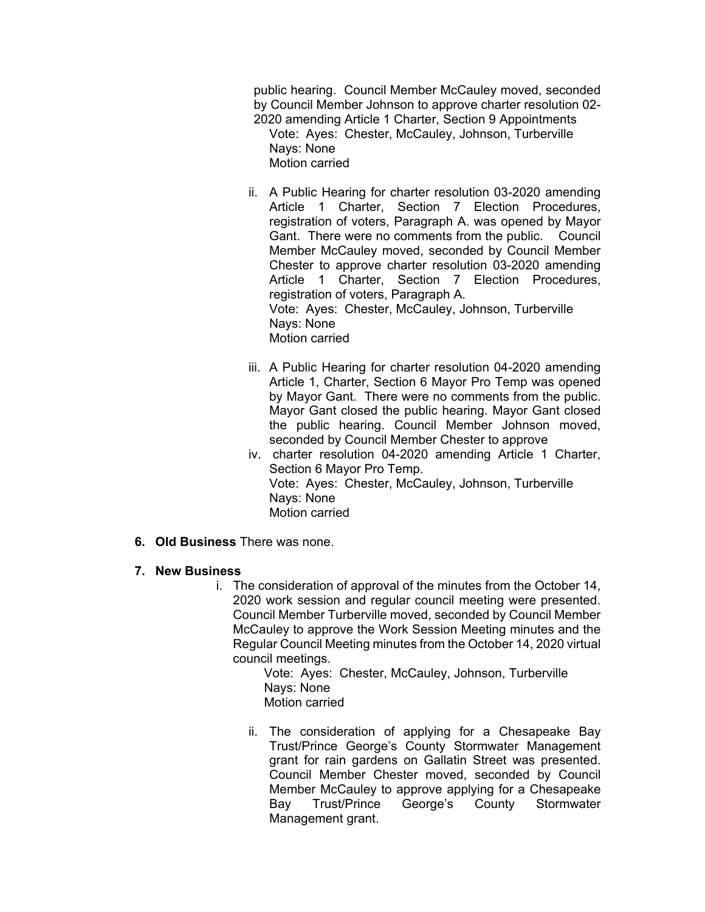public hearing. Council Member McCauley moved, seconded by Council Member Johnson to approve charter resolution 02-2020 amending Article 1 Charter, Section 9 Appointments

Vote: Ayes: Chester, McCauley, Johnson, Turberville
Nays: None
Motion carried

ii. A Public Hearing for charter resolution 03-2020 amending Article 1 Charter, Section 7 Election Procedures, registration of voters, Paragraph A. was opened by Mayor Gant. There were no comments from the public. Council Member McCauley moved, seconded by Council Member Chester to approve charter resolution 03-2020 amending Article 1 Charter, Section 7 Election Procedures, registration of voters, Paragraph A.
Vote: Ayes: Chester, McCauley, Johnson, Turberville
Nays: None
Motion carried

iii. A Public Hearing for charter resolution 04-2020 amending Article 1, Charter, Section 6 Mayor Pro Temp was opened by Mayor Gant. There were no comments from the public. Mayor Gant closed the public hearing. Mayor Gant closed the public hearing. Council Member Johnson moved, seconded by Council Member Chester to approve

iv. charter resolution 04-2020 amending Article 1 Charter, Section 6 Mayor Pro Temp.
Vote: Ayes: Chester, McCauley, Johnson, Turberville
Nays: None
Motion carried

**6. Old Business** There was none.

**7. New Business**

i. The consideration of approval of the minutes from the October 14, 2020 work session and regular council meeting were presented. Council Member Turberville moved, seconded by Council Member McCauley to approve the Work Session Meeting minutes and the Regular Council Meeting minutes from the October 14, 2020 virtual council meetings.
Vote: Ayes: Chester, McCauley, Johnson, Turberville
Nays: None
Motion carried

ii. The consideration of applying for a Chesapeake Bay Trust/Prince George's County Stormwater Management grant for rain gardens on Gallatin Street was presented. Council Member Chester moved, seconded by Council Member McCauley to approve applying for a Chesapeake Bay Trust/Prince George's County Stormwater Management grant.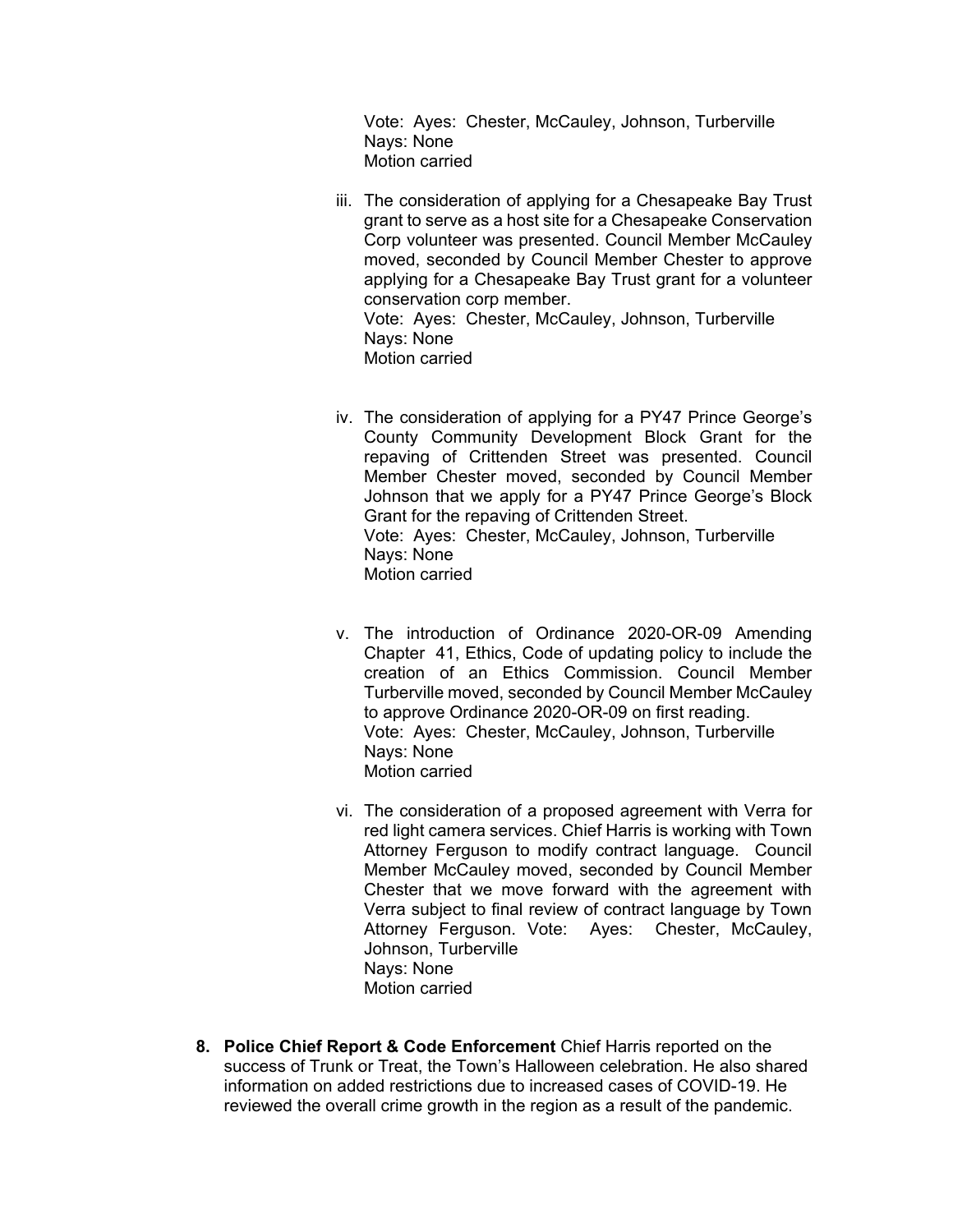Vote: Ayes: Chester, McCauley, Johnson, Turberville
Nays: None
Motion carried

iii. The consideration of applying for a Chesapeake Bay Trust grant to serve as a host site for a Chesapeake Conservation Corp volunteer was presented. Council Member McCauley moved, seconded by Council Member Chester to approve applying for a Chesapeake Bay Trust grant for a volunteer conservation corp member.
Vote: Ayes: Chester, McCauley, Johnson, Turberville
Nays: None
Motion carried

iv. The consideration of applying for a PY47 Prince George's County Community Development Block Grant for the repaving of Crittenden Street was presented. Council Member Chester moved, seconded by Council Member Johnson that we apply for a PY47 Prince George's Block Grant for the repaving of Crittenden Street.
Vote: Ayes: Chester, McCauley, Johnson, Turberville
Nays: None
Motion carried

v. The introduction of Ordinance 2020-OR-09 Amending Chapter 41, Ethics, Code of updating policy to include the creation of an Ethics Commission. Council Member Turberville moved, seconded by Council Member McCauley to approve Ordinance 2020-OR-09 on first reading.
Vote: Ayes: Chester, McCauley, Johnson, Turberville
Nays: None
Motion carried

vi. The consideration of a proposed agreement with Verra for red light camera services. Chief Harris is working with Town Attorney Ferguson to modify contract language. Council Member McCauley moved, seconded by Council Member Chester that we move forward with the agreement with Verra subject to final review of contract language by Town Attorney Ferguson. Vote: Ayes: Chester, McCauley, Johnson, Turberville
Nays: None
Motion carried

8. **Police Chief Report & Code Enforcement** Chief Harris reported on the success of Trunk or Treat, the Town's Halloween celebration. He also shared information on added restrictions due to increased cases of COVID-19. He reviewed the overall crime growth in the region as a result of the pandemic.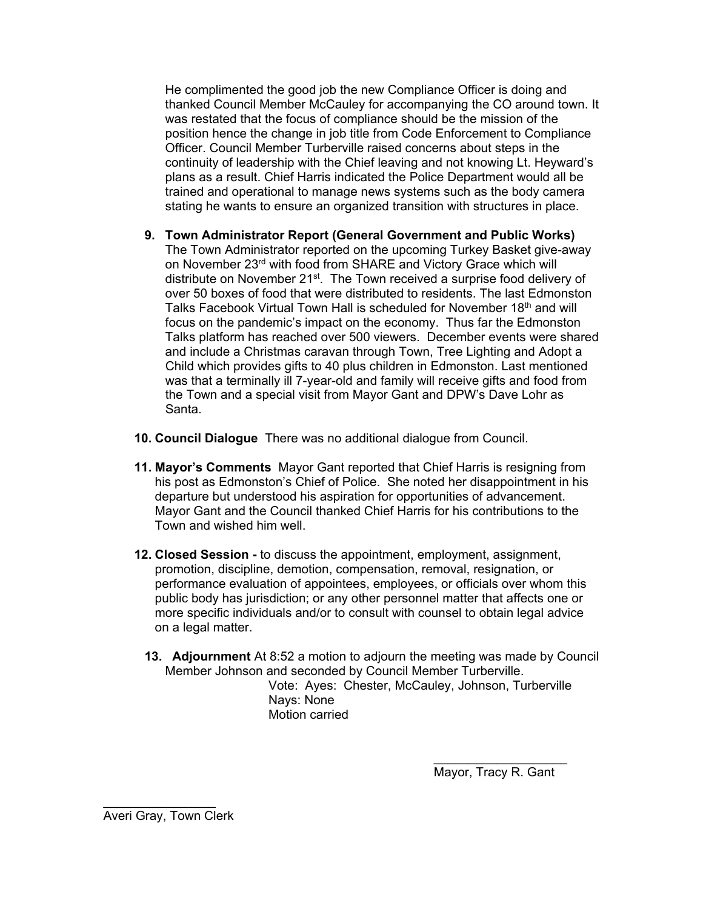He complimented the good job the new Compliance Officer is doing and thanked Council Member McCauley for accompanying the CO around town. It was restated that the focus of compliance should be the mission of the position hence the change in job title from Code Enforcement to Compliance Officer. Council Member Turberville raised concerns about steps in the continuity of leadership with the Chief leaving and not knowing Lt. Heyward's plans as a result. Chief Harris indicated the Police Department would all be trained and operational to manage news systems such as the body camera stating he wants to ensure an organized transition with structures in place.

9. **Town Administrator Report (General Government and Public Works)** The Town Administrator reported on the upcoming Turkey Basket give-away on November 23rd with food from SHARE and Victory Grace which will distribute on November 21st. The Town received a surprise food delivery of over 50 boxes of food that were distributed to residents. The last Edmonston Talks Facebook Virtual Town Hall is scheduled for November 18th and will focus on the pandemic's impact on the economy. Thus far the Edmonston Talks platform has reached over 500 viewers. December events were shared and include a Christmas caravan through Town, Tree Lighting and Adopt a Child which provides gifts to 40 plus children in Edmonston. Last mentioned was that a terminally ill 7-year-old and family will receive gifts and food from the Town and a special visit from Mayor Gant and DPW's Dave Lohr as Santa.

10. **Council Dialogue** There was no additional dialogue from Council.

11. **Mayor's Comments** Mayor Gant reported that Chief Harris is resigning from his post as Edmonston's Chief of Police. She noted her disappointment in his departure but understood his aspiration for opportunities of advancement. Mayor Gant and the Council thanked Chief Harris for his contributions to the Town and wished him well.

12. **Closed Session -** to discuss the appointment, employment, assignment, promotion, discipline, demotion, compensation, removal, resignation, or performance evaluation of appointees, employees, or officials over whom this public body has jurisdiction; or any other personnel matter that affects one or more specific individuals and/or to consult with counsel to obtain legal advice on a legal matter.

13. **Adjournment** At 8:52 a motion to adjourn the meeting was made by Council Member Johnson and seconded by Council Member Turberville.

    Vote: Ayes: Chester, McCauley, Johnson, Turberville
    Nays: None
    Motion carried

____________________
Mayor, Tracy R. Gant

________________
Averi Gray, Town Clerk